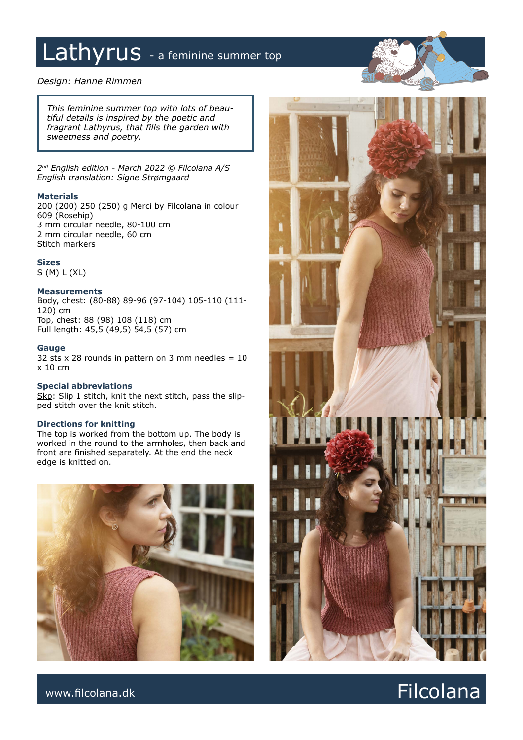# Lathyrus - a feminine summer top

*Design: Hanne Rimmen*

*This feminine summer top with lots of beautiful details is inspired by the poetic and fragrant Lathyrus, that fills the garden with sweetness and poetry.*

*2nd English edition - March 2022 © Filcolana A/S*
*English translation: Signe Strømgaard*

### Materials
200 (200) 250 (250) g Merci by Filcolana in colour 609 (Rosehip)
3 mm circular needle, 80-100 cm
2 mm circular needle, 60 cm
Stitch markers

### Sizes
S (M) L (XL)

### Measurements
Body, chest: (80-88) 89-96 (97-104) 105-110 (111-120) cm
Top, chest: 88 (98) 108 (118) cm
Full length: 45,5 (49,5) 54,5 (57) cm

### Gauge
32 sts x 28 rounds in pattern on 3 mm needles = 10 x 10 cm

### Special abbreviations
Skp: Slip 1 stitch, knit the next stitch, pass the slipped stitch over the knit stitch.

### Directions for knitting
The top is worked from the bottom up. The body is worked in the round to the armholes, then back and front are finished separately. At the end the neck edge is knitted on.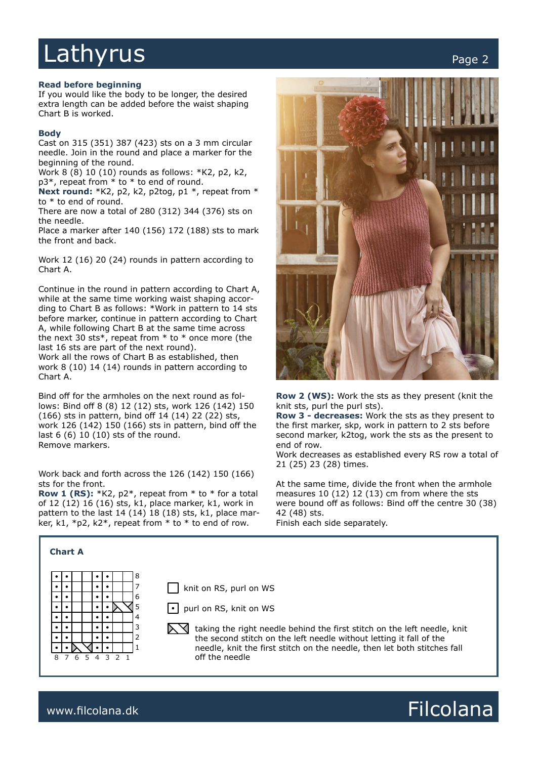# Lathyrus

### Read before beginning

If you would like the body to be longer, the desired extra length can be added before the waist shaping Chart B is worked.

### Body

Cast on 315 (351) 387 (423) sts on a 3 mm circular needle. Join in the round and place a marker for the beginning of the round.

Work 8 (8) 10 (10) rounds as follows: *K2, p2, k2, p3*, repeat from * to * to end of round.

**Next round:** *K2, p2, k2, p2tog, p1 *, repeat from * to * to end of round.

There are now a total of 280 (312) 344 (376) sts on the needle.

Place a marker after 140 (156) 172 (188) sts to mark the front and back.

Work 12 (16) 20 (24) rounds in pattern according to Chart A.

Continue in the round in pattern according to Chart A, while at the same time working waist shaping according to Chart B as follows: *Work in pattern to 14 sts before marker, continue in pattern according to Chart A, while following Chart B at the same time across the next 30 sts*, repeat from * to * once more (the last 16 sts are part of the next round).

Work all the rows of Chart B as established, then work 8 (10) 14 (14) rounds in pattern according to Chart A.

Bind off for the armholes on the next round as follows: Bind off 8 (8) 12 (12) sts, work 126 (142) 150 (166) sts in pattern, bind off 14 (14) 22 (22) sts, work 126 (142) 150 (166) sts in pattern, bind off the last 6 (6) 10 (10) sts of the round.

Remove markers.

Work back and forth across the 126 (142) 150 (166) sts for the front.

**Row 1 (RS):** *K2, p2*, repeat from * to * for a total of 12 (12) 16 (16) sts, k1, place marker, k1, work in pattern to the last 14 (14) 18 (18) sts, k1, place marker, k1, *p2, k2*, repeat from * to * to end of row.

**Row 2 (WS):** Work the sts as they present (knit the knit sts, purl the purl sts).

**Row 3 - decreases:** Work the sts as they present to the first marker, skp, work in pattern to 2 sts before second marker, k2tog, work the sts as the present to end of row.

Work decreases as established every RS row a total of 21 (25) 23 (28) times.

At the same time, divide the front when the armhole measures 10 (12) 12 (13) cm from where the sts were bound off as follows: Bind off the centre 30 (38) 42 (48) sts.

Finish each side separately.

### Chart A

| Row | 8 | 7 | 6 | 5 | 4 | 3 | 2 | 1 |
|---|---|---|---|---|---|---|---|---|
| 8 | • | • | | | • | • | | |
| 7 | • | • | | | • | • | | |
| 6 | • | • | | | • | • | | |
| 5 | • | • | | | • | • | ⋈ | ⋈ |
| 4 | • | • | | | • | • | | |
| 3 | • | • | | | • | • | | |
| 2 | • | • | | | • | • | | |
| 1 | • | • | ⋈ | ⋈ | • | • | | |

- (empty square) knit on RS, purl on WS
- • purl on RS, knit on WS
- ⋈ taking the right needle behind the first stitch on the left needle, knit the second stitch on the left needle without letting it fall of the needle, knit the first stitch on the needle, then let both stitches fall off the needle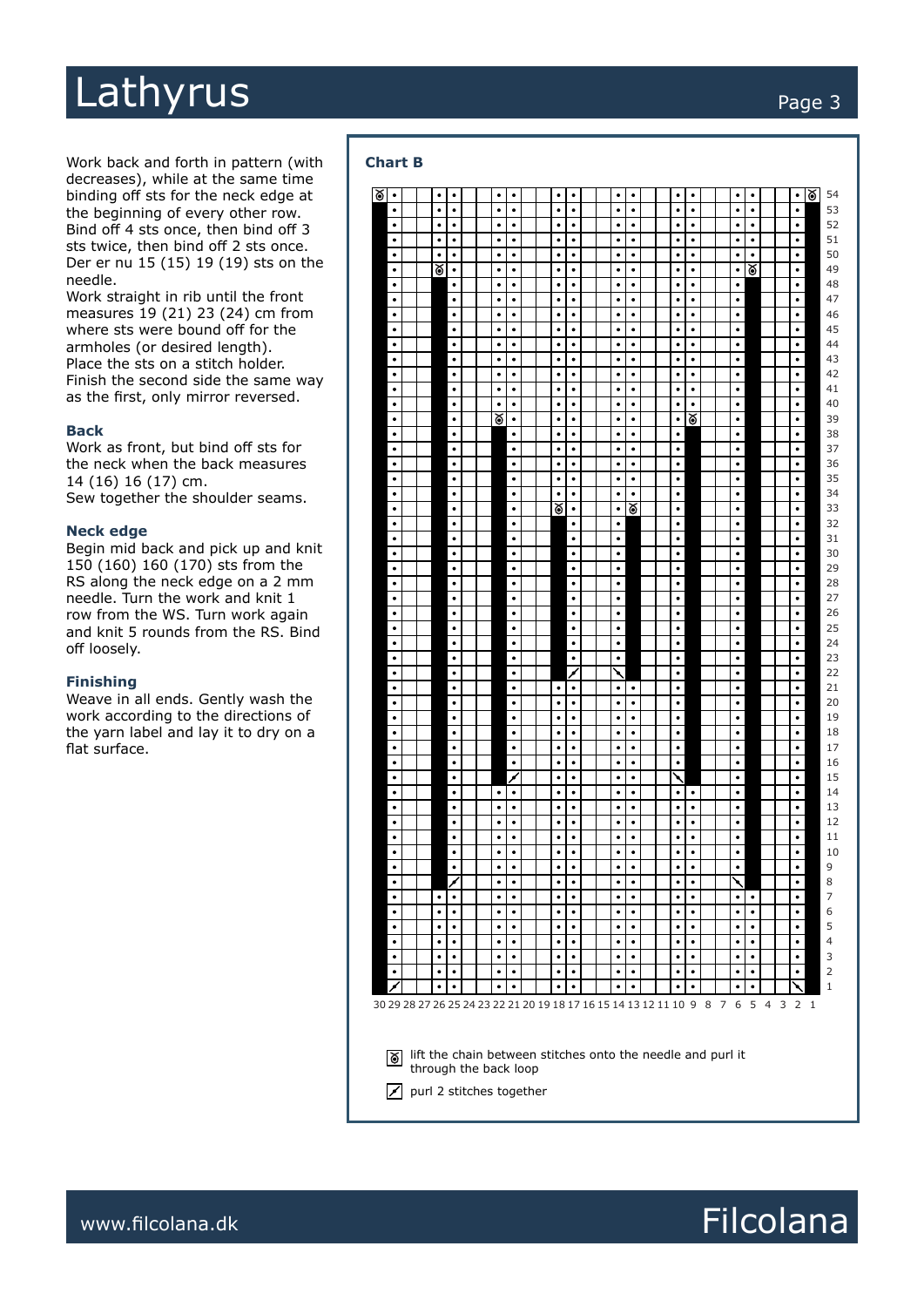Work back and forth in pattern (with decreases), while at the same time binding off sts for the neck edge at the beginning of every other row. Bind off 4 sts once, then bind off 3 sts twice, then bind off 2 sts once. Der er nu 15 (15) 19 (19) sts on the needle.
Work straight in rib until the front measures 19 (21) 23 (24) cm from where sts were bound off for the armholes (or desired length).
Place the sts on a stitch holder.
Finish the second side the same way as the first, only mirror reversed.

### Back

Work as front, but bind off sts for the neck when the back measures 14 (16) 16 (17) cm.
Sew together the shoulder seams.

### Neck edge

Begin mid back and pick up and knit 150 (160) 160 (170) sts from the RS along the neck edge on a 2 mm needle. Turn the work and knit 1 row from the WS. Turn work again and knit 5 rounds from the RS. Bind off loosely.

### Finishing

Weave in all ends. Gently wash the work according to the directions of the yarn label and lay it to dry on a flat surface.

### Chart B

54 53 52 51 50 49 48 47 46 45 44 43 42 41 40 39 38 37 36 35 34 33 32 31 30 29 28 27 26 25 24 23 22 21 20 19 18 17 16 15 14 13 12 11 10 9 8 7 6 5 4 3 2 1

30 29 28 27 26 25 24 23 22 21 20 19 18 17 16 15 14 13 12 11 10 9 8 7 6 5 4 3 2 1

lift the chain between stitches onto the needle and purl it through the back loop

purl 2 stitches together